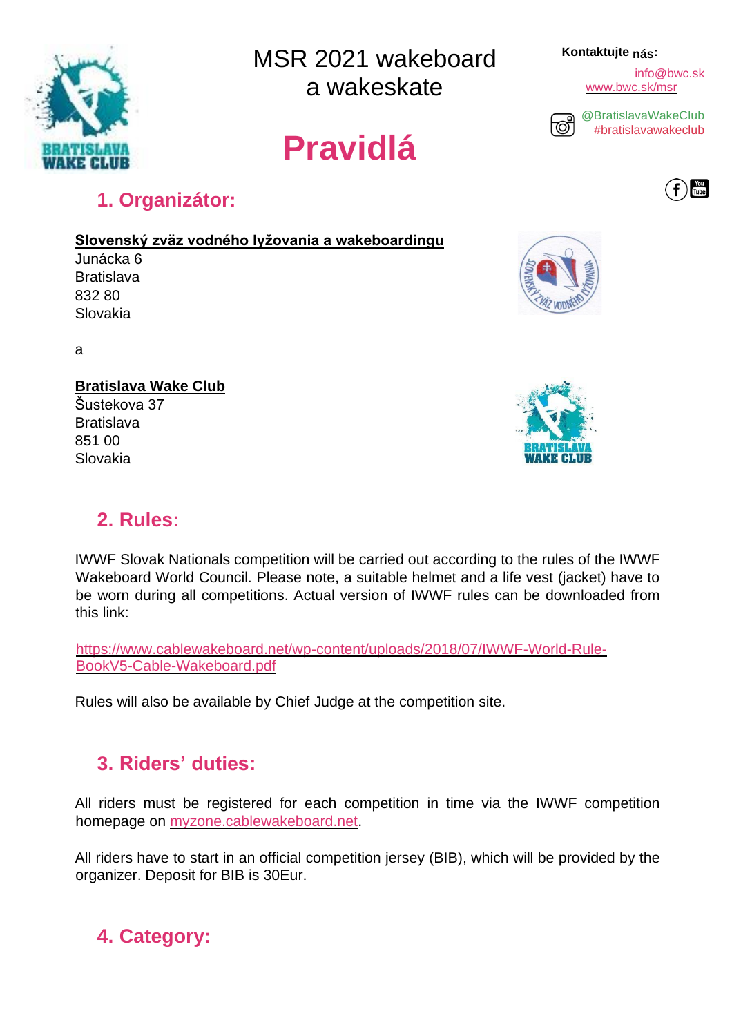# MSR 2021 wakeboard a wakeskate

**Kontaktujte nás:**

info@bwc.sk
www.bwc.sk/msr

@BratislavaWakeClub
#bratislavawakeclub

# Pravidlá

## 1. Organizátor:

**Slovenský zväz vodného lyžovania a wakeboardingu**
Junácka 6
Bratislava
832 80
Slovakia

a

**Bratislava Wake Club**
Šustekova 37
Bratislava
851 00
Slovakia

## 2. Rules:

IWWF Slovak Nationals competition will be carried out according to the rules of the IWWF Wakeboard World Council. Please note, a suitable helmet and a life vest (jacket) have to be worn during all competitions. Actual version of IWWF rules can be downloaded from this link:

https://www.cablewakeboard.net/wp-content/uploads/2018/07/IWWF-World-Rule-BookV5-Cable-Wakeboard.pdf

Rules will also be available by Chief Judge at the competition site.

## 3. Riders' duties:

All riders must be registered for each competition in time via the IWWF competition homepage on myzone.cablewakeboard.net.

All riders have to start in an official competition jersey (BIB), which will be provided by the organizer. Deposit for BIB is 30Eur.

## 4. Category: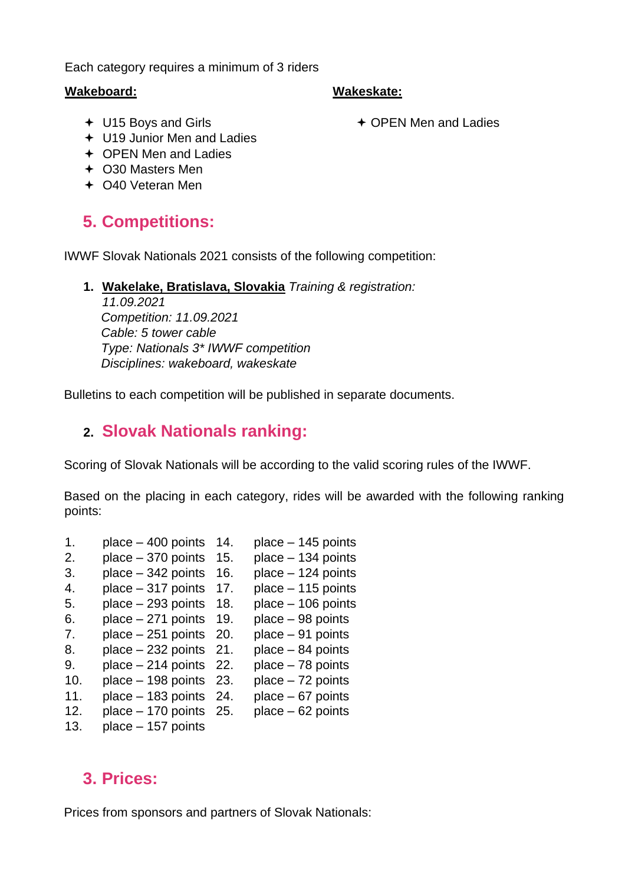Each category requires a minimum of 3 riders

**Wakeboard:**

- U15 Boys and Girls
- U19 Junior Men and Ladies
- OPEN Men and Ladies
- O30 Masters Men
- O40 Veteran Men

**Wakeskate:**

- OPEN Men and Ladies

## 5. Competitions:

IWWF Slovak Nationals 2021 consists of the following competition:

1. **Wakelake, Bratislava, Slovakia** *Training & registration: 11.09.2021*
   *Competition: 11.09.2021*
   *Cable: 5 tower cable*
   *Type: Nationals 3\* IWWF competition*
   *Disciplines: wakeboard, wakeskate*

Bulletins to each competition will be published in separate documents.

## 2. Slovak Nationals ranking:

Scoring of Slovak Nationals will be according to the valid scoring rules of the IWWF.

Based on the placing in each category, rides will be awarded with the following ranking points:

| | | | |
|---|---|---|---|
| 1. | place – 400 points | 14. | place – 145 points |
| 2. | place – 370 points | 15. | place – 134 points |
| 3. | place – 342 points | 16. | place – 124 points |
| 4. | place – 317 points | 17. | place – 115 points |
| 5. | place – 293 points | 18. | place – 106 points |
| 6. | place – 271 points | 19. | place – 98 points |
| 7. | place – 251 points | 20. | place – 91 points |
| 8. | place – 232 points | 21. | place – 84 points |
| 9. | place – 214 points | 22. | place – 78 points |
| 10. | place – 198 points | 23. | place – 72 points |
| 11. | place – 183 points | 24. | place – 67 points |
| 12. | place – 170 points | 25. | place – 62 points |
| 13. | place – 157 points | | |

## 3. Prices:

Prices from sponsors and partners of Slovak Nationals: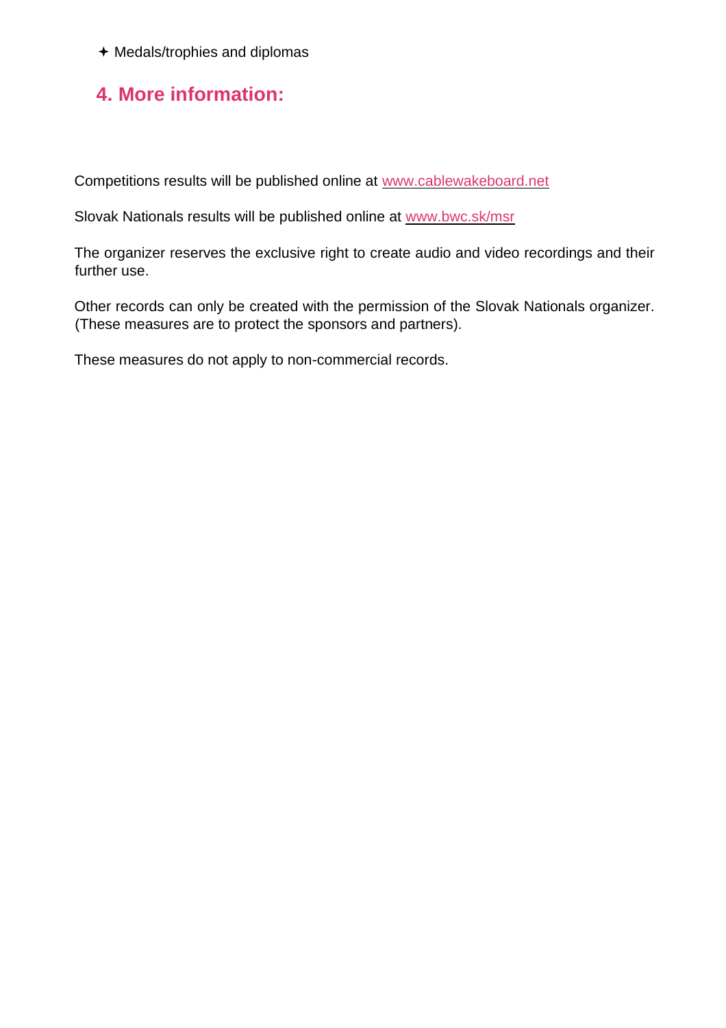- Medals/trophies and diplomas

## 4. More information:

Competitions results will be published online at [www.cablewakeboard.net](http://www.cablewakeboard.net)

Slovak Nationals results will be published online at [www.bwc.sk/msr](http://www.bwc.sk/msr)

The organizer reserves the exclusive right to create audio and video recordings and their further use.

Other records can only be created with the permission of the Slovak Nationals organizer. (These measures are to protect the sponsors and partners).

These measures do not apply to non-commercial records.